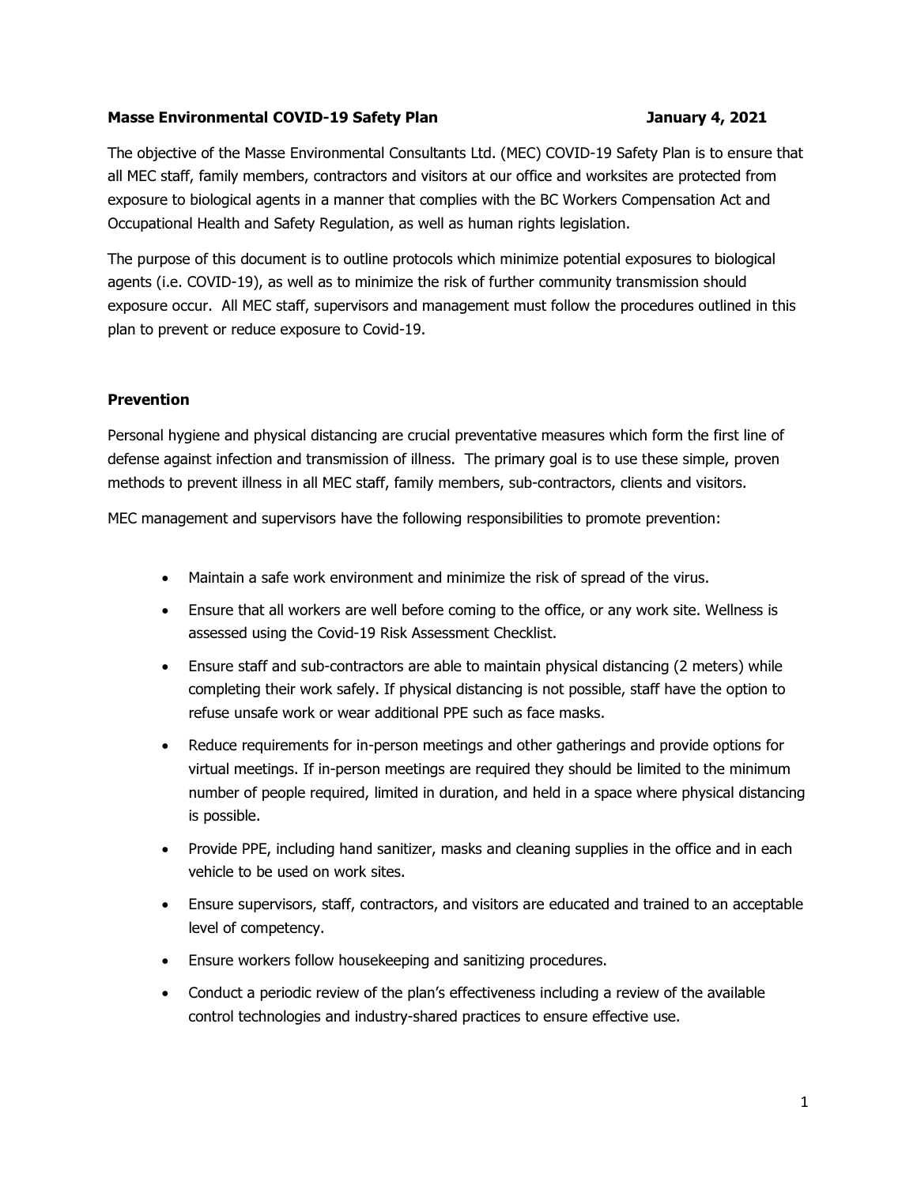**Masse Environmental COVID-19 Safety Plan** **January 4, 2021**

The objective of the Masse Environmental Consultants Ltd. (MEC) COVID-19 Safety Plan is to ensure that all MEC staff, family members, contractors and visitors at our office and worksites are protected from exposure to biological agents in a manner that complies with the BC Workers Compensation Act and Occupational Health and Safety Regulation, as well as human rights legislation.

The purpose of this document is to outline protocols which minimize potential exposures to biological agents (i.e. COVID-19), as well as to minimize the risk of further community transmission should exposure occur. All MEC staff, supervisors and management must follow the procedures outlined in this plan to prevent or reduce exposure to Covid-19.

## Prevention

Personal hygiene and physical distancing are crucial preventative measures which form the first line of defense against infection and transmission of illness. The primary goal is to use these simple, proven methods to prevent illness in all MEC staff, family members, sub-contractors, clients and visitors.

MEC management and supervisors have the following responsibilities to promote prevention:

- Maintain a safe work environment and minimize the risk of spread of the virus.
- Ensure that all workers are well before coming to the office, or any work site. Wellness is assessed using the Covid-19 Risk Assessment Checklist.
- Ensure staff and sub-contractors are able to maintain physical distancing (2 meters) while completing their work safely. If physical distancing is not possible, staff have the option to refuse unsafe work or wear additional PPE such as face masks.
- Reduce requirements for in-person meetings and other gatherings and provide options for virtual meetings. If in-person meetings are required they should be limited to the minimum number of people required, limited in duration, and held in a space where physical distancing is possible.
- Provide PPE, including hand sanitizer, masks and cleaning supplies in the office and in each vehicle to be used on work sites.
- Ensure supervisors, staff, contractors, and visitors are educated and trained to an acceptable level of competency.
- Ensure workers follow housekeeping and sanitizing procedures.
- Conduct a periodic review of the plan's effectiveness including a review of the available control technologies and industry-shared practices to ensure effective use.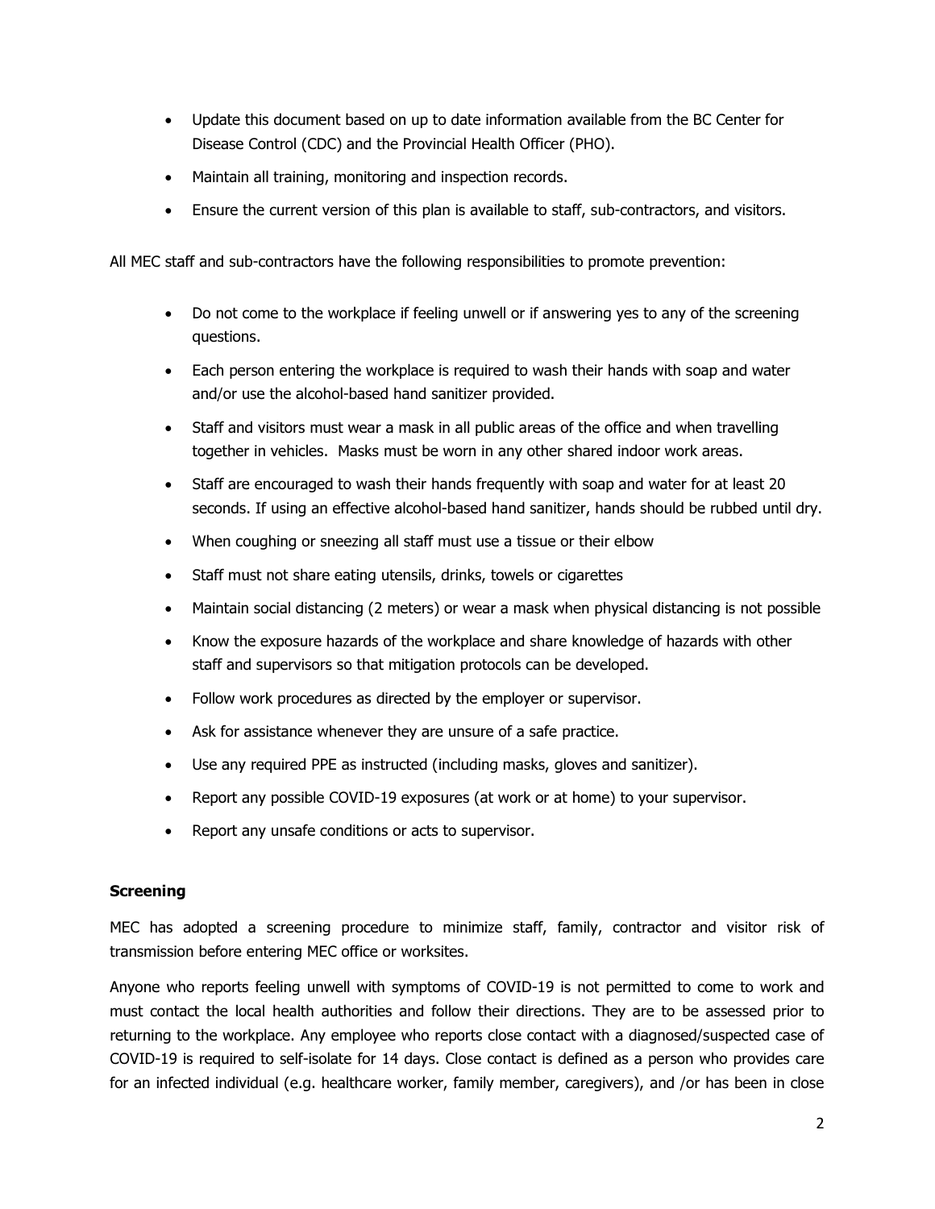- Update this document based on up to date information available from the BC Center for Disease Control (CDC) and the Provincial Health Officer (PHO).
- Maintain all training, monitoring and inspection records.
- Ensure the current version of this plan is available to staff, sub-contractors, and visitors.

All MEC staff and sub-contractors have the following responsibilities to promote prevention:

- Do not come to the workplace if feeling unwell or if answering yes to any of the screening questions.
- Each person entering the workplace is required to wash their hands with soap and water and/or use the alcohol-based hand sanitizer provided.
- Staff and visitors must wear a mask in all public areas of the office and when travelling together in vehicles. Masks must be worn in any other shared indoor work areas.
- Staff are encouraged to wash their hands frequently with soap and water for at least 20 seconds. If using an effective alcohol-based hand sanitizer, hands should be rubbed until dry.
- When coughing or sneezing all staff must use a tissue or their elbow
- Staff must not share eating utensils, drinks, towels or cigarettes
- Maintain social distancing (2 meters) or wear a mask when physical distancing is not possible
- Know the exposure hazards of the workplace and share knowledge of hazards with other staff and supervisors so that mitigation protocols can be developed.
- Follow work procedures as directed by the employer or supervisor.
- Ask for assistance whenever they are unsure of a safe practice.
- Use any required PPE as instructed (including masks, gloves and sanitizer).
- Report any possible COVID-19 exposures (at work or at home) to your supervisor.
- Report any unsafe conditions or acts to supervisor.

**Screening**

MEC has adopted a screening procedure to minimize staff, family, contractor and visitor risk of transmission before entering MEC office or worksites.

Anyone who reports feeling unwell with symptoms of COVID-19 is not permitted to come to work and must contact the local health authorities and follow their directions. They are to be assessed prior to returning to the workplace. Any employee who reports close contact with a diagnosed/suspected case of COVID-19 is required to self-isolate for 14 days. Close contact is defined as a person who provides care for an infected individual (e.g. healthcare worker, family member, caregivers), and /or has been in close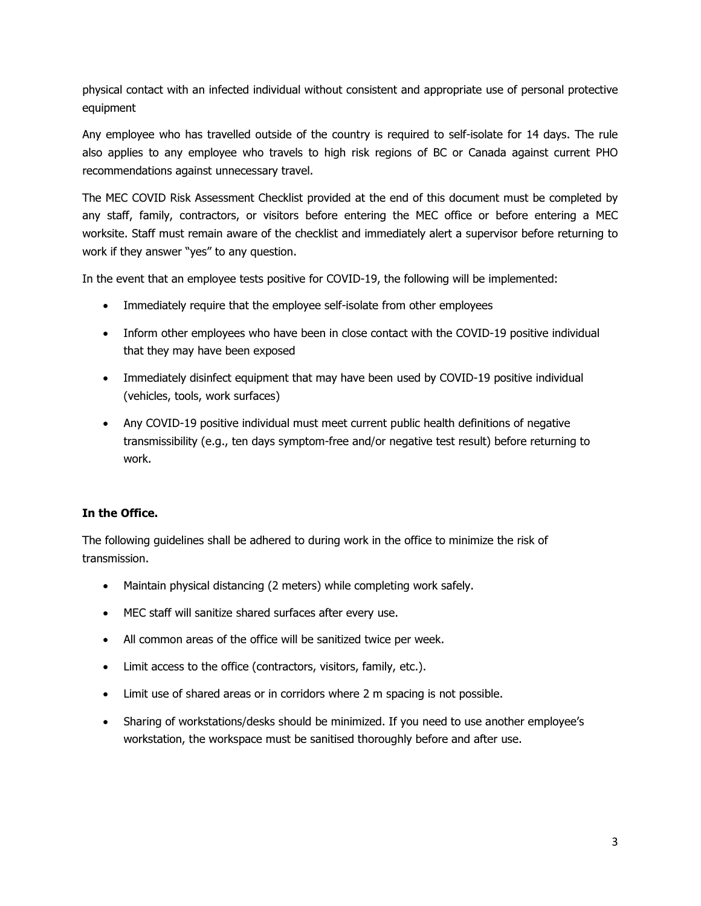physical contact with an infected individual without consistent and appropriate use of personal protective equipment

Any employee who has travelled outside of the country is required to self-isolate for 14 days. The rule also applies to any employee who travels to high risk regions of BC or Canada against current PHO recommendations against unnecessary travel.

The MEC COVID Risk Assessment Checklist provided at the end of this document must be completed by any staff, family, contractors, or visitors before entering the MEC office or before entering a MEC worksite. Staff must remain aware of the checklist and immediately alert a supervisor before returning to work if they answer "yes" to any question.

In the event that an employee tests positive for COVID-19, the following will be implemented:

- Immediately require that the employee self-isolate from other employees
- Inform other employees who have been in close contact with the COVID-19 positive individual that they may have been exposed
- Immediately disinfect equipment that may have been used by COVID-19 positive individual (vehicles, tools, work surfaces)
- Any COVID-19 positive individual must meet current public health definitions of negative transmissibility (e.g., ten days symptom-free and/or negative test result) before returning to work.

**In the Office.**

The following guidelines shall be adhered to during work in the office to minimize the risk of transmission.

- Maintain physical distancing (2 meters) while completing work safely.
- MEC staff will sanitize shared surfaces after every use.
- All common areas of the office will be sanitized twice per week.
- Limit access to the office (contractors, visitors, family, etc.).
- Limit use of shared areas or in corridors where 2 m spacing is not possible.
- Sharing of workstations/desks should be minimized. If you need to use another employee's workstation, the workspace must be sanitised thoroughly before and after use.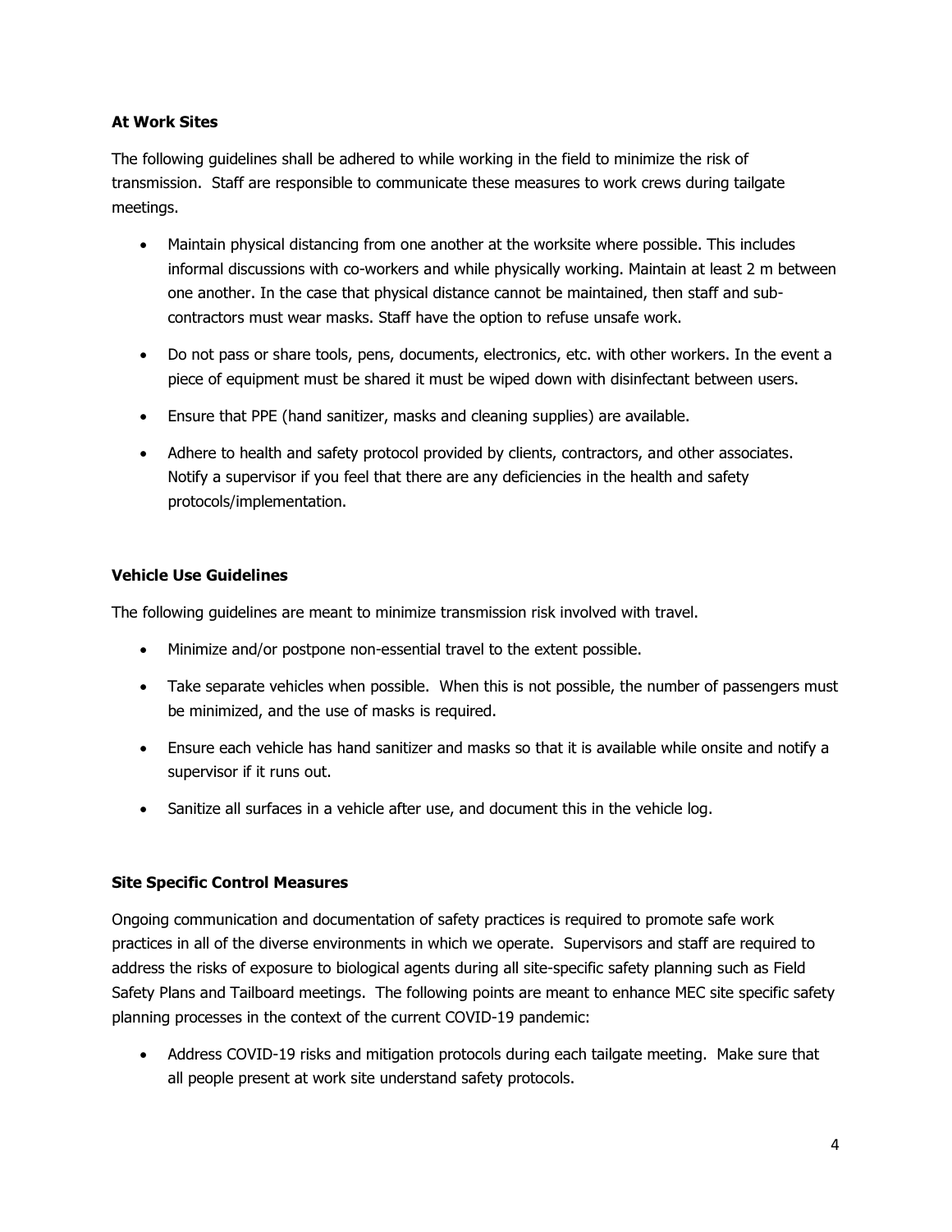**At Work Sites**

The following guidelines shall be adhered to while working in the field to minimize the risk of transmission. Staff are responsible to communicate these measures to work crews during tailgate meetings.

- Maintain physical distancing from one another at the worksite where possible. This includes informal discussions with co-workers and while physically working. Maintain at least 2 m between one another. In the case that physical distance cannot be maintained, then staff and sub-contractors must wear masks. Staff have the option to refuse unsafe work.
- Do not pass or share tools, pens, documents, electronics, etc. with other workers. In the event a piece of equipment must be shared it must be wiped down with disinfectant between users.
- Ensure that PPE (hand sanitizer, masks and cleaning supplies) are available.
- Adhere to health and safety protocol provided by clients, contractors, and other associates. Notify a supervisor if you feel that there are any deficiencies in the health and safety protocols/implementation.

**Vehicle Use Guidelines**

The following guidelines are meant to minimize transmission risk involved with travel.

- Minimize and/or postpone non-essential travel to the extent possible.
- Take separate vehicles when possible. When this is not possible, the number of passengers must be minimized, and the use of masks is required.
- Ensure each vehicle has hand sanitizer and masks so that it is available while onsite and notify a supervisor if it runs out.
- Sanitize all surfaces in a vehicle after use, and document this in the vehicle log.

**Site Specific Control Measures**

Ongoing communication and documentation of safety practices is required to promote safe work practices in all of the diverse environments in which we operate. Supervisors and staff are required to address the risks of exposure to biological agents during all site-specific safety planning such as Field Safety Plans and Tailboard meetings. The following points are meant to enhance MEC site specific safety planning processes in the context of the current COVID-19 pandemic:

- Address COVID-19 risks and mitigation protocols during each tailgate meeting. Make sure that all people present at work site understand safety protocols.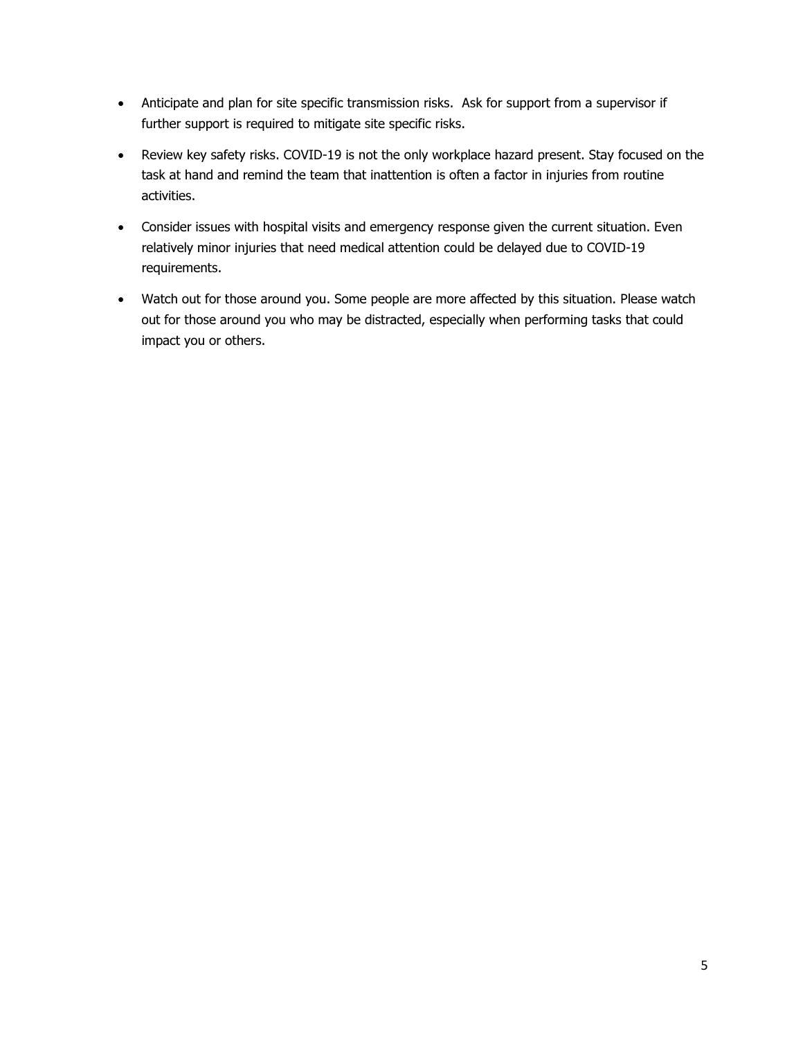- Anticipate and plan for site specific transmission risks. Ask for support from a supervisor if further support is required to mitigate site specific risks.
- Review key safety risks. COVID-19 is not the only workplace hazard present. Stay focused on the task at hand and remind the team that inattention is often a factor in injuries from routine activities.
- Consider issues with hospital visits and emergency response given the current situation. Even relatively minor injuries that need medical attention could be delayed due to COVID-19 requirements.
- Watch out for those around you. Some people are more affected by this situation. Please watch out for those around you who may be distracted, especially when performing tasks that could impact you or others.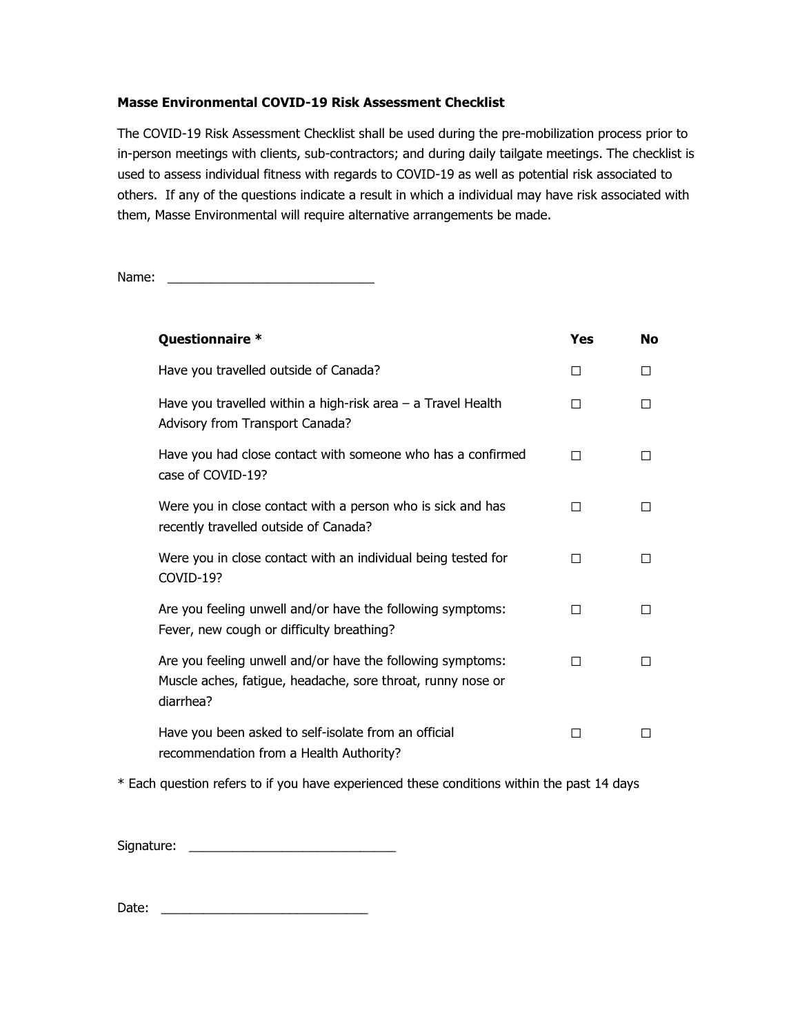**Masse Environmental COVID-19 Risk Assessment Checklist**

The COVID-19 Risk Assessment Checklist shall be used during the pre-mobilization process prior to in-person meetings with clients, sub-contractors; and during daily tailgate meetings. The checklist is used to assess individual fitness with regards to COVID-19 as well as potential risk associated to others. If any of the questions indicate a result in which a individual may have risk associated with them, Masse Environmental will require alternative arrangements be made.

Name: ______________________________

| **Questionnaire *** | **Yes** | **No** |
|---|---|---|
| Have you travelled outside of Canada? | ☐ | ☐ |
| Have you travelled within a high-risk area – a Travel Health Advisory from Transport Canada? | ☐ | ☐ |
| Have you had close contact with someone who has a confirmed case of COVID-19? | ☐ | ☐ |
| Were you in close contact with a person who is sick and has recently travelled outside of Canada? | ☐ | ☐ |
| Were you in close contact with an individual being tested for COVID-19? | ☐ | ☐ |
| Are you feeling unwell and/or have the following symptoms: Fever, new cough or difficulty breathing? | ☐ | ☐ |
| Are you feeling unwell and/or have the following symptoms: Muscle aches, fatigue, headache, sore throat, runny nose or diarrhea? | ☐ | ☐ |
| Have you been asked to self-isolate from an official recommendation from a Health Authority? | ☐ | ☐ |

* Each question refers to if you have experienced these conditions within the past 14 days

Signature: ______________________________

Date: ______________________________